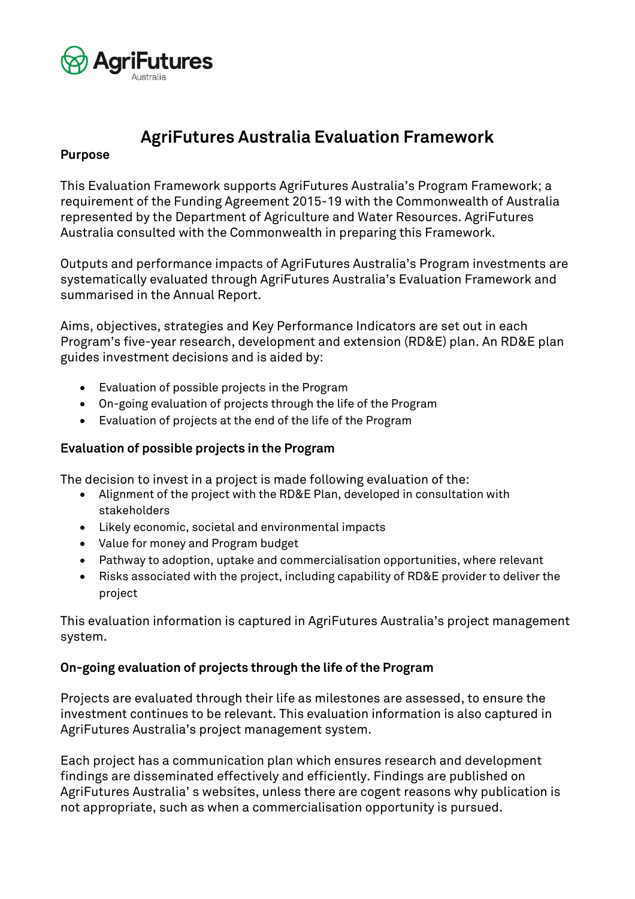# AgriFutures Australia Evaluation Framework

**Purpose**

This Evaluation Framework supports AgriFutures Australia's Program Framework; a requirement of the Funding Agreement 2015-19 with the Commonwealth of Australia represented by the Department of Agriculture and Water Resources. AgriFutures Australia consulted with the Commonwealth in preparing this Framework.

Outputs and performance impacts of AgriFutures Australia's Program investments are systematically evaluated through AgriFutures Australia's Evaluation Framework and summarised in the Annual Report.

Aims, objectives, strategies and Key Performance Indicators are set out in each Program's five-year research, development and extension (RD&E) plan. An RD&E plan guides investment decisions and is aided by:

- Evaluation of possible projects in the Program
- On-going evaluation of projects through the life of the Program
- Evaluation of projects at the end of the life of the Program

**Evaluation of possible projects in the Program**

The decision to invest in a project is made following evaluation of the:

- Alignment of the project with the RD&E Plan, developed in consultation with stakeholders
- Likely economic, societal and environmental impacts
- Value for money and Program budget
- Pathway to adoption, uptake and commercialisation opportunities, where relevant
- Risks associated with the project, including capability of RD&E provider to deliver the project

This evaluation information is captured in AgriFutures Australia's project management system.

**On-going evaluation of projects through the life of the Program**

Projects are evaluated through their life as milestones are assessed, to ensure the investment continues to be relevant. This evaluation information is also captured in AgriFutures Australia's project management system.

Each project has a communication plan which ensures research and development findings are disseminated effectively and efficiently. Findings are published on AgriFutures Australia' s websites, unless there are cogent reasons why publication is not appropriate, such as when a commercialisation opportunity is pursued.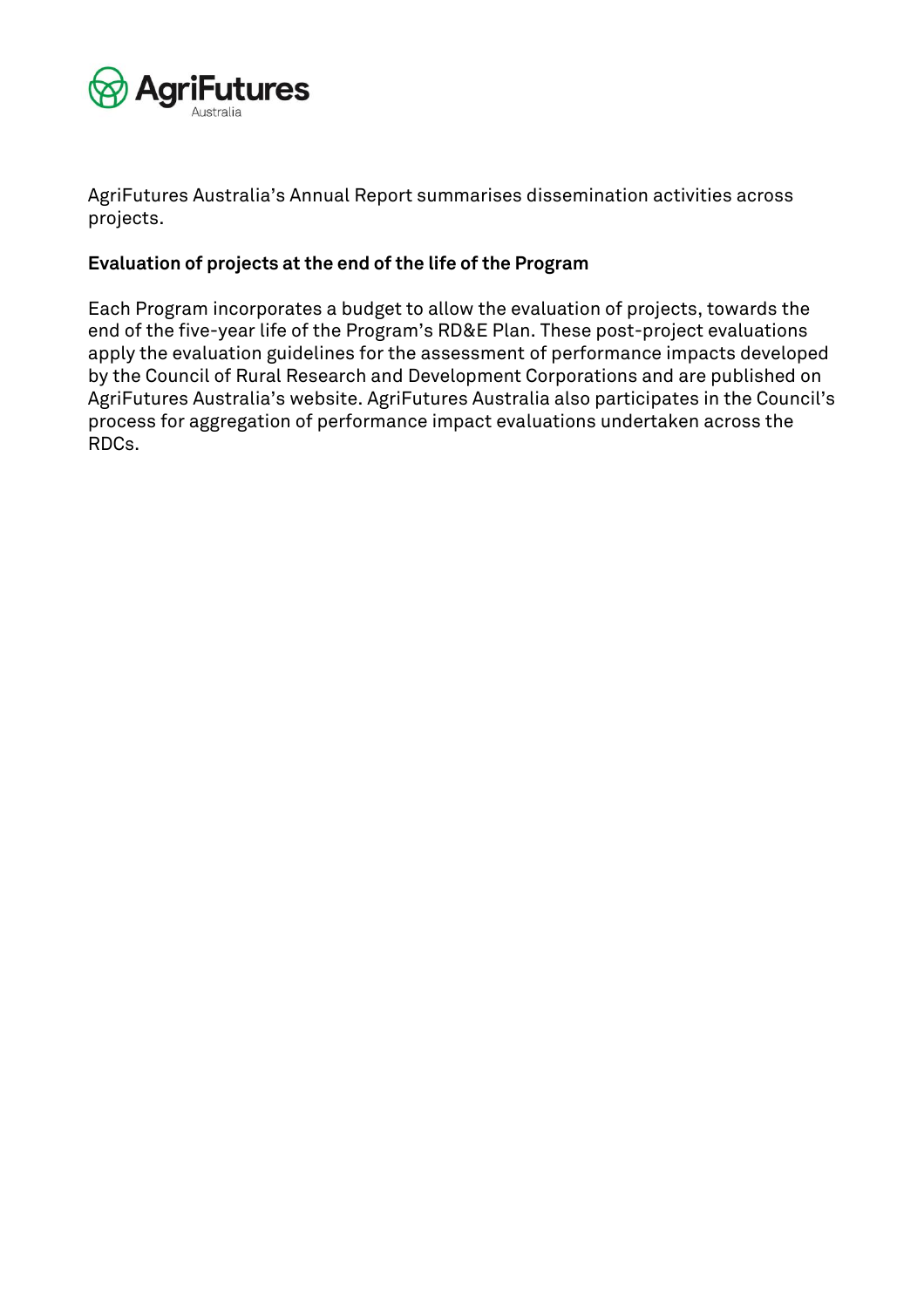AgriFutures Australia's Annual Report summarises dissemination activities across projects.

**Evaluation of projects at the end of the life of the Program**

Each Program incorporates a budget to allow the evaluation of projects, towards the end of the five-year life of the Program's RD&E Plan. These post-project evaluations apply the evaluation guidelines for the assessment of performance impacts developed by the Council of Rural Research and Development Corporations and are published on AgriFutures Australia's website. AgriFutures Australia also participates in the Council's process for aggregation of performance impact evaluations undertaken across the RDCs.